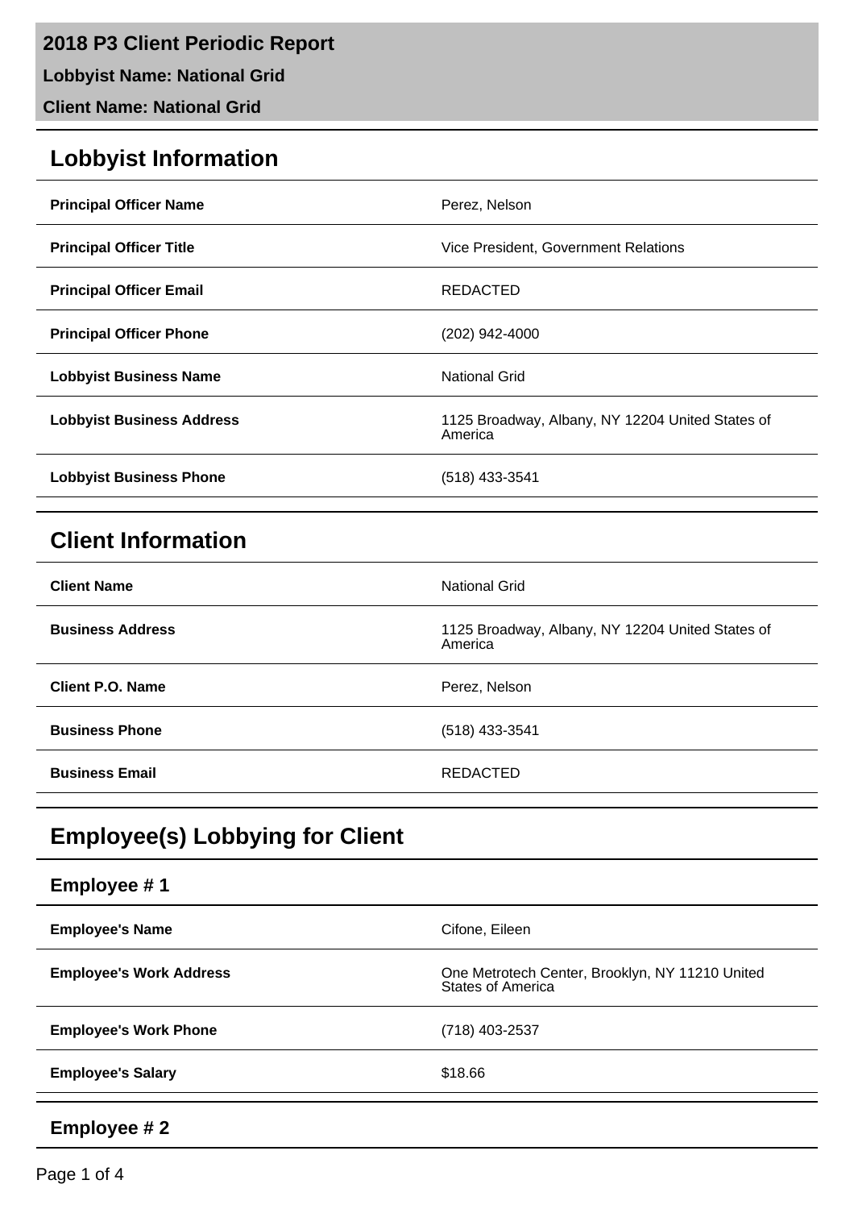# 2018 P3 Client Periodic Report

**Lobbyist Name: National Grid**

**Client Name: National Grid**

## Lobbyist Information

| | |
|---|---|
| **Principal Officer Name** | Perez, Nelson |
| **Principal Officer Title** | Vice President, Government Relations |
| **Principal Officer Email** | REDACTED |
| **Principal Officer Phone** | (202) 942-4000 |
| **Lobbyist Business Name** | National Grid |
| **Lobbyist Business Address** | 1125 Broadway, Albany, NY 12204 United States of America |
| **Lobbyist Business Phone** | (518) 433-3541 |

## Client Information

| | |
|---|---|
| **Client Name** | National Grid |
| **Business Address** | 1125 Broadway, Albany, NY 12204 United States of America |
| **Client P.O. Name** | Perez, Nelson |
| **Business Phone** | (518) 433-3541 |
| **Business Email** | REDACTED |

## Employee(s) Lobbying for Client

### Employee # 1

| | |
|---|---|
| **Employee's Name** | Cifone, Eileen |
| **Employee's Work Address** | One Metrotech Center, Brooklyn, NY 11210 United States of America |
| **Employee's Work Phone** | (718) 403-2537 |
| **Employee's Salary** | $18.66 |

### Employee # 2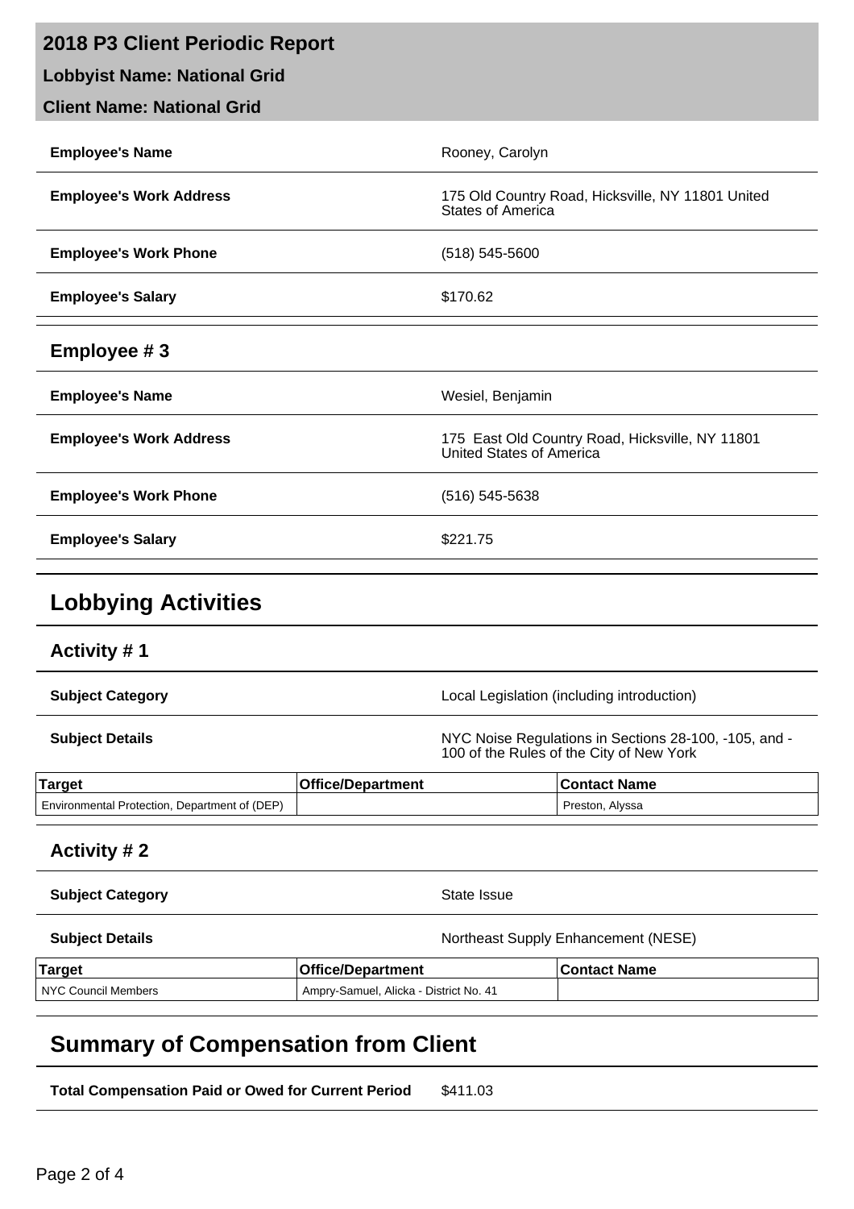# 2018 P3 Client Periodic Report

**Lobbyist Name: National Grid**

**Client Name: National Grid**

| | |
|---|---|
| **Employee's Name** | Rooney, Carolyn |
| **Employee's Work Address** | 175 Old Country Road, Hicksville, NY 11801 United States of America |
| **Employee's Work Phone** | (518) 545-5600 |
| **Employee's Salary** | $170.62 |

## Employee # 3

| | |
|---|---|
| **Employee's Name** | Wesiel, Benjamin |
| **Employee's Work Address** | 175  East Old Country Road, Hicksville, NY 11801 United States of America |
| **Employee's Work Phone** | (516) 545-5638 |
| **Employee's Salary** | $221.75 |

# Lobbying Activities

## Activity # 1

| | |
|---|---|
| **Subject Category** | Local Legislation (including introduction) |
| **Subject Details** | NYC Noise Regulations in Sections 28-100, -105, and -100 of the Rules of the City of New York |

| Target | Office/Department | Contact Name |
|---|---|---|
| Environmental Protection, Department of (DEP) | | Preston, Alyssa |

## Activity # 2

| | |
|---|---|
| **Subject Category** | State Issue |
| **Subject Details** | Northeast Supply Enhancement (NESE) |

| Target | Office/Department | Contact Name |
|---|---|---|
| NYC Council Members | Ampry-Samuel, Alicka - District No. 41 | |

# Summary of Compensation from Client

| | |
|---|---|
| **Total Compensation Paid or Owed for Current Period** | $411.03 |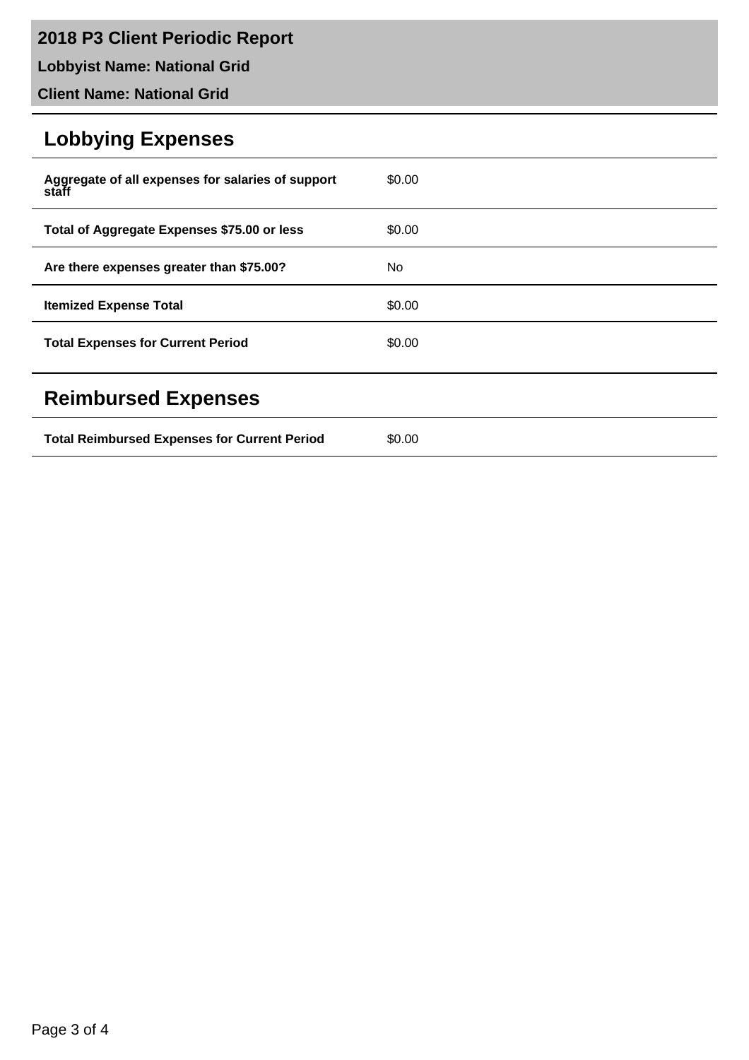## 2018 P3 Client Periodic Report

**Lobbyist Name: National Grid**

**Client Name: National Grid**

# Lobbying Expenses

| | |
|---|---|
| **Aggregate of all expenses for salaries of support staff** | $0.00 |
| **Total of Aggregate Expenses $75.00 or less** | $0.00 |
| **Are there expenses greater than $75.00?** | No |
| **Itemized Expense Total** | $0.00 |
| **Total Expenses for Current Period** | $0.00 |

# Reimbursed Expenses

| | |
|---|---|
| **Total Reimbursed Expenses for Current Period** | $0.00 |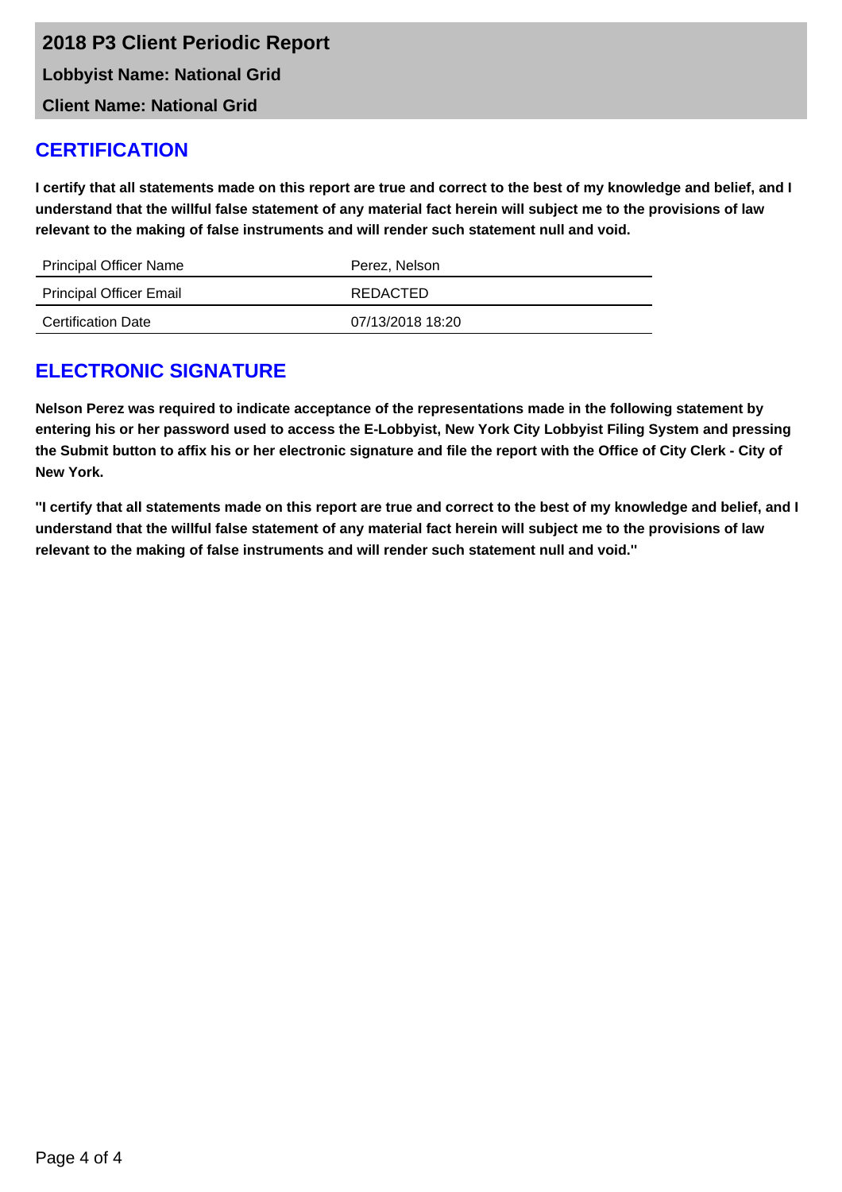## 2018 P3 Client Periodic Report

**Lobbyist Name: National Grid**

**Client Name: National Grid**

## CERTIFICATION

**I certify that all statements made on this report are true and correct to the best of my knowledge and belief, and I understand that the willful false statement of any material fact herein will subject me to the provisions of law relevant to the making of false instruments and will render such statement null and void.**

| | |
|---|---|
| Principal Officer Name | Perez, Nelson |
| Principal Officer Email | REDACTED |
| Certification Date | 07/13/2018 18:20 |

## ELECTRONIC SIGNATURE

**Nelson Perez was required to indicate acceptance of the representations made in the following statement by entering his or her password used to access the E-Lobbyist, New York City Lobbyist Filing System and pressing the Submit button to affix his or her electronic signature and file the report with the Office of City Clerk - City of New York.**

**"I certify that all statements made on this report are true and correct to the best of my knowledge and belief, and I understand that the willful false statement of any material fact herein will subject me to the provisions of law relevant to the making of false instruments and will render such statement null and void."**